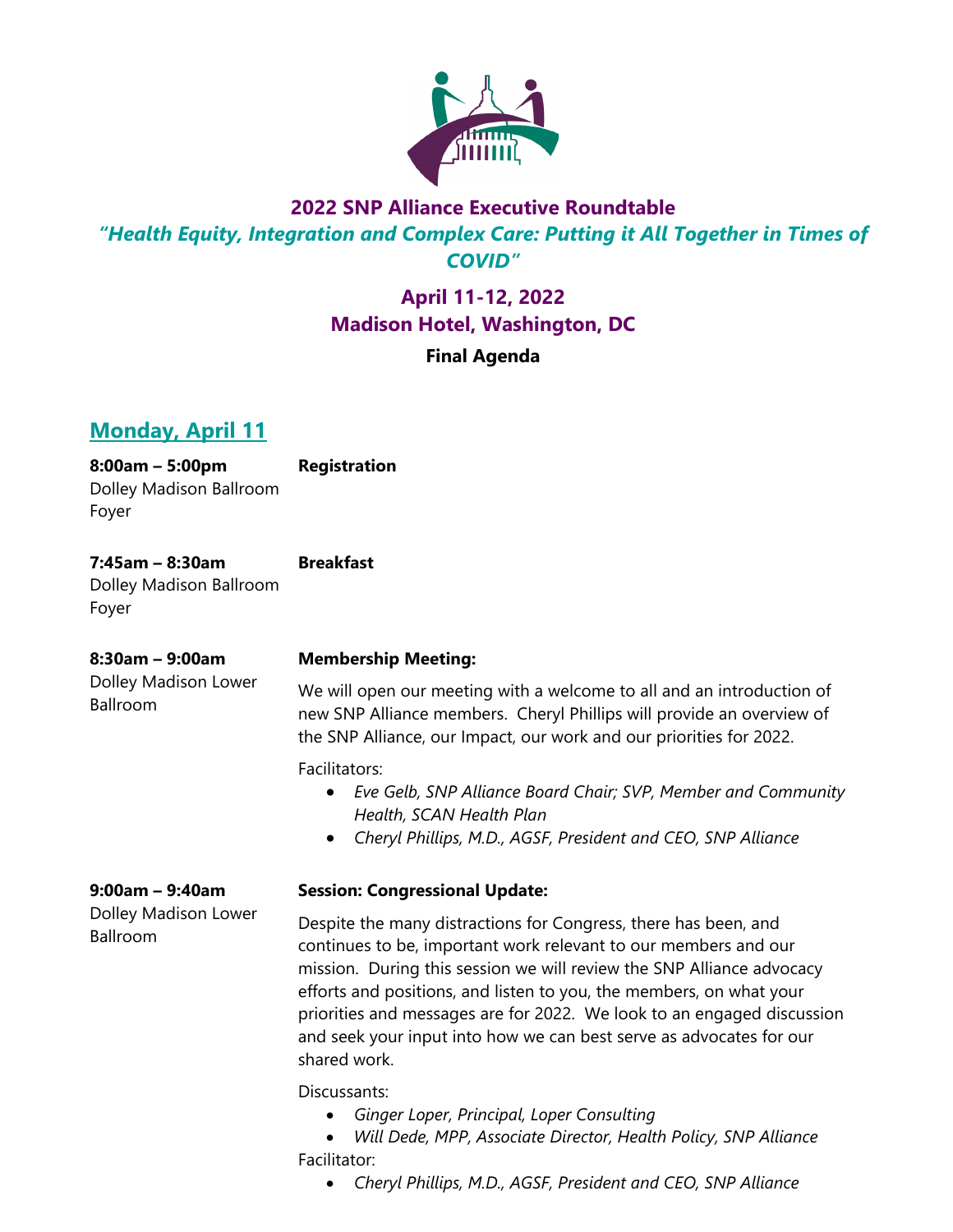# 2022 SNP Alliance Executive Roundtable

## *"Health Equity, Integration and Complex Care: Putting it All Together in Times of COVID"*

## April 11-12, 2022
## Madison Hotel, Washington, DC

**Final Agenda**

## Monday, April 11

**8:00am – 5:00pm** **Registration**
Dolley Madison Ballroom Foyer

**7:45am – 8:30am** **Breakfast**
Dolley Madison Ballroom Foyer

**8:30am – 9:00am** **Membership Meeting:**
Dolley Madison Lower Ballroom

We will open our meeting with a welcome to all and an introduction of new SNP Alliance members. Cheryl Phillips will provide an overview of the SNP Alliance, our Impact, our work and our priorities for 2022.

Facilitators:

- *Eve Gelb, SNP Alliance Board Chair; SVP, Member and Community Health, SCAN Health Plan*
- *Cheryl Phillips, M.D., AGSF, President and CEO, SNP Alliance*

**9:00am – 9:40am** **Session: Congressional Update:**
Dolley Madison Lower Ballroom

Despite the many distractions for Congress, there has been, and continues to be, important work relevant to our members and our mission. During this session we will review the SNP Alliance advocacy efforts and positions, and listen to you, the members, on what your priorities and messages are for 2022. We look to an engaged discussion and seek your input into how we can best serve as advocates for our shared work.

Discussants:

- *Ginger Loper, Principal, Loper Consulting*
- *Will Dede, MPP, Associate Director, Health Policy, SNP Alliance*

Facilitator:

- *Cheryl Phillips, M.D., AGSF, President and CEO, SNP Alliance*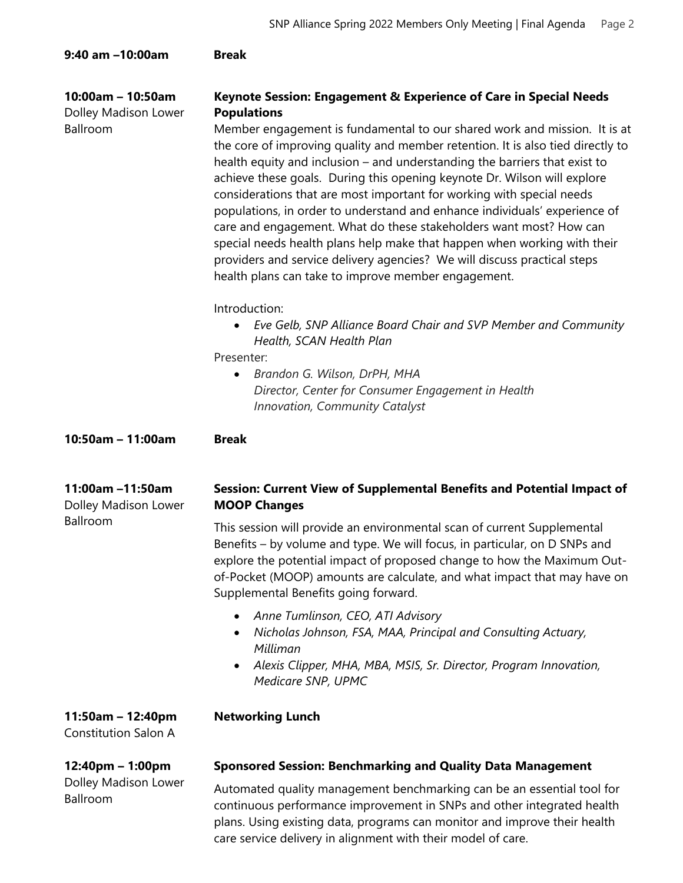**9:40 am –10:00am** **Break**

**10:00am – 10:50am**
Dolley Madison Lower Ballroom

**Keynote Session: Engagement & Experience of Care in Special Needs Populations**

Member engagement is fundamental to our shared work and mission. It is at the core of improving quality and member retention. It is also tied directly to health equity and inclusion – and understanding the barriers that exist to achieve these goals. During this opening keynote Dr. Wilson will explore considerations that are most important for working with special needs populations, in order to understand and enhance individuals' experience of care and engagement. What do these stakeholders want most? How can special needs health plans help make that happen when working with their providers and service delivery agencies? We will discuss practical steps health plans can take to improve member engagement.

Introduction:

- *Eve Gelb, SNP Alliance Board Chair and SVP Member and Community Health, SCAN Health Plan*

Presenter:

- *Brandon G. Wilson, DrPH, MHA*
  *Director, Center for Consumer Engagement in Health Innovation, Community Catalyst*

**10:50am – 11:00am** **Break**

**11:00am –11:50am**
Dolley Madison Lower Ballroom

**Session: Current View of Supplemental Benefits and Potential Impact of MOOP Changes**

This session will provide an environmental scan of current Supplemental Benefits – by volume and type. We will focus, in particular, on D SNPs and explore the potential impact of proposed change to how the Maximum Out-of-Pocket (MOOP) amounts are calculate, and what impact that may have on Supplemental Benefits going forward.

- *Anne Tumlinson, CEO, ATI Advisory*
- *Nicholas Johnson, FSA, MAA, Principal and Consulting Actuary, Milliman*
- *Alexis Clipper, MHA, MBA, MSIS, Sr. Director, Program Innovation, Medicare SNP, UPMC*

**11:50am – 12:40pm**
Constitution Salon A

**Networking Lunch**

**12:40pm – 1:00pm**
Dolley Madison Lower Ballroom

**Sponsored Session: Benchmarking and Quality Data Management**

Automated quality management benchmarking can be an essential tool for continuous performance improvement in SNPs and other integrated health plans. Using existing data, programs can monitor and improve their health care service delivery in alignment with their model of care.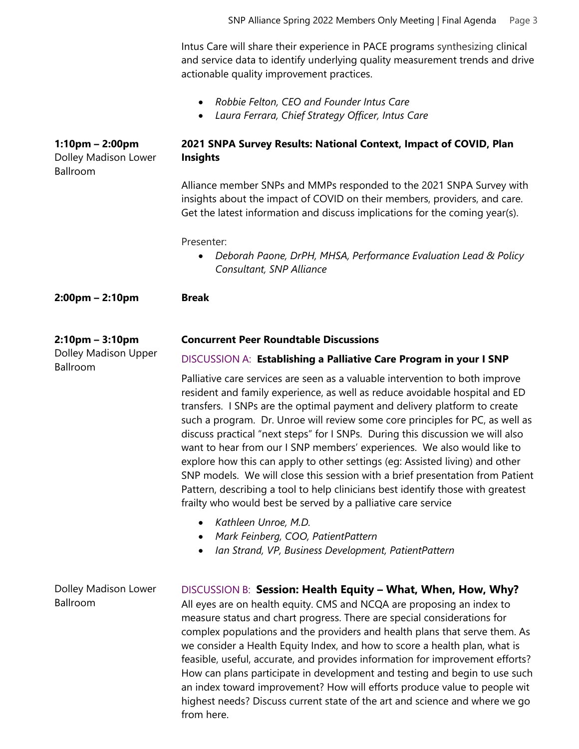Intus Care will share their experience in PACE programs synthesizing clinical and service data to identify underlying quality measurement trends and drive actionable quality improvement practices.

- *Robbie Felton, CEO and Founder Intus Care*
- *Laura Ferrara, Chief Strategy Officer, Intus Care*

**1:10pm – 2:00pm**
Dolley Madison Lower Ballroom

**2021 SNPA Survey Results: National Context, Impact of COVID, Plan Insights**

Alliance member SNPs and MMPs responded to the 2021 SNPA Survey with insights about the impact of COVID on their members, providers, and care. Get the latest information and discuss implications for the coming year(s).

Presenter:

- *Deborah Paone, DrPH, MHSA, Performance Evaluation Lead & Policy Consultant, SNP Alliance*

**2:00pm – 2:10pm**

**Break**

**2:10pm – 3:10pm**
Dolley Madison Upper Ballroom

**Concurrent Peer Roundtable Discussions**

DISCUSSION A: **Establishing a Palliative Care Program in your I SNP**

Palliative care services are seen as a valuable intervention to both improve resident and family experience, as well as reduce avoidable hospital and ED transfers. I SNPs are the optimal payment and delivery platform to create such a program. Dr. Unroe will review some core principles for PC, as well as discuss practical "next steps" for I SNPs. During this discussion we will also want to hear from our I SNP members' experiences. We also would like to explore how this can apply to other settings (eg: Assisted living) and other SNP models. We will close this session with a brief presentation from Patient Pattern, describing a tool to help clinicians best identify those with greatest frailty who would best be served by a palliative care service

- *Kathleen Unroe, M.D.*
- *Mark Feinberg, COO, PatientPattern*
- *Ian Strand, VP, Business Development, PatientPattern*

Dolley Madison Lower Ballroom

DISCUSSION B: **Session: Health Equity – What, When, How, Why?**

All eyes are on health equity. CMS and NCQA are proposing an index to measure status and chart progress. There are special considerations for complex populations and the providers and health plans that serve them. As we consider a Health Equity Index, and how to score a health plan, what is feasible, useful, accurate, and provides information for improvement efforts? How can plans participate in development and testing and begin to use such an index toward improvement? How will efforts produce value to people wit highest needs? Discuss current state of the art and science and where we go from here.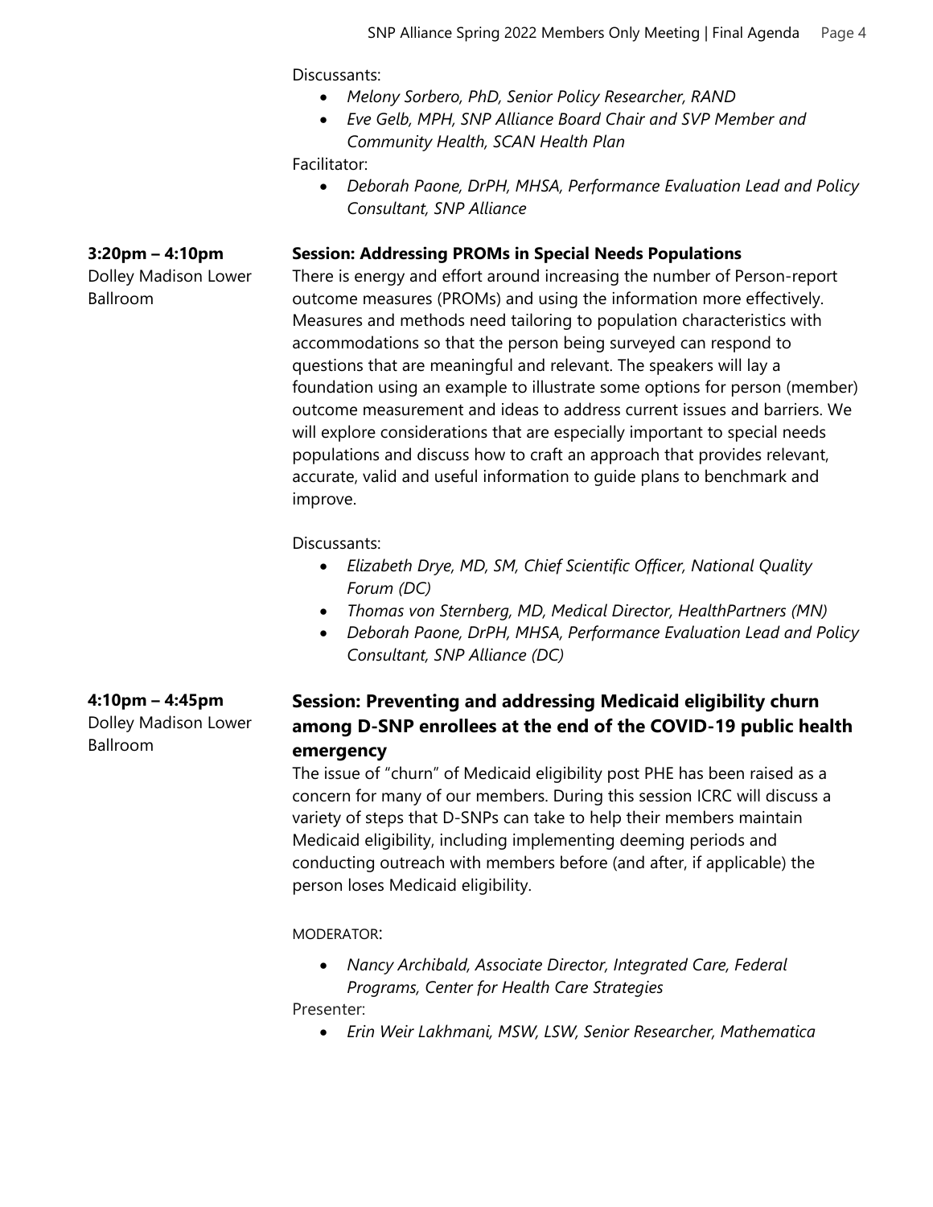Discussants:

- *Melony Sorbero, PhD, Senior Policy Researcher, RAND*
- *Eve Gelb, MPH, SNP Alliance Board Chair and SVP Member and Community Health, SCAN Health Plan*

Facilitator:

- *Deborah Paone, DrPH, MHSA, Performance Evaluation Lead and Policy Consultant, SNP Alliance*

**3:20pm – 4:10pm**
Dolley Madison Lower Ballroom

**Session: Addressing PROMs in Special Needs Populations**

There is energy and effort around increasing the number of Person-report outcome measures (PROMs) and using the information more effectively. Measures and methods need tailoring to population characteristics with accommodations so that the person being surveyed can respond to questions that are meaningful and relevant. The speakers will lay a foundation using an example to illustrate some options for person (member) outcome measurement and ideas to address current issues and barriers. We will explore considerations that are especially important to special needs populations and discuss how to craft an approach that provides relevant, accurate, valid and useful information to guide plans to benchmark and improve.

Discussants:

- *Elizabeth Drye, MD, SM, Chief Scientific Officer, National Quality Forum (DC)*
- *Thomas von Sternberg, MD, Medical Director, HealthPartners (MN)*
- *Deborah Paone, DrPH, MHSA, Performance Evaluation Lead and Policy Consultant, SNP Alliance (DC)*

**4:10pm – 4:45pm**
Dolley Madison Lower Ballroom

**Session: Preventing and addressing Medicaid eligibility churn among D-SNP enrollees at the end of the COVID-19 public health emergency**

The issue of "churn" of Medicaid eligibility post PHE has been raised as a concern for many of our members. During this session ICRC will discuss a variety of steps that D-SNPs can take to help their members maintain Medicaid eligibility, including implementing deeming periods and conducting outreach with members before (and after, if applicable) the person loses Medicaid eligibility.

MODERATOR:

- *Nancy Archibald, Associate Director, Integrated Care, Federal Programs, Center for Health Care Strategies*

Presenter:

- *Erin Weir Lakhmani, MSW, LSW, Senior Researcher, Mathematica*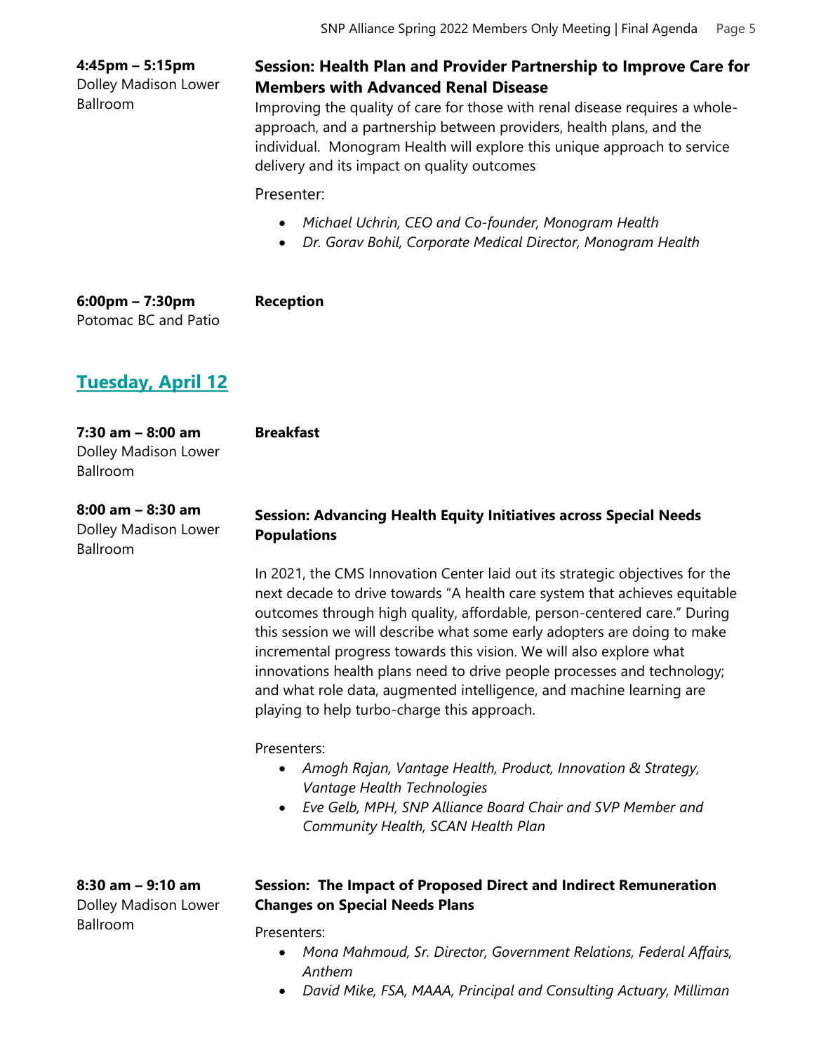**4:45pm – 5:15pm**
Dolley Madison Lower Ballroom

**Session: Health Plan and Provider Partnership to Improve Care for Members with Advanced Renal Disease**

Improving the quality of care for those with renal disease requires a whole-approach, and a partnership between providers, health plans, and the individual. Monogram Health will explore this unique approach to service delivery and its impact on quality outcomes

Presenter:

- *Michael Uchrin, CEO and Co-founder, Monogram Health*
- *Dr. Gorav Bohil, Corporate Medical Director, Monogram Health*

**6:00pm – 7:30pm**
Potomac BC and Patio

**Reception**

## Tuesday, April 12

**7:30 am – 8:00 am**
Dolley Madison Lower Ballroom

**Breakfast**

**8:00 am – 8:30 am**
Dolley Madison Lower Ballroom

**Session: Advancing Health Equity Initiatives across Special Needs Populations**

In 2021, the CMS Innovation Center laid out its strategic objectives for the next decade to drive towards "A health care system that achieves equitable outcomes through high quality, affordable, person-centered care." During this session we will describe what some early adopters are doing to make incremental progress towards this vision. We will also explore what innovations health plans need to drive people processes and technology; and what role data, augmented intelligence, and machine learning are playing to help turbo-charge this approach.

Presenters:

- *Amogh Rajan, Vantage Health, Product, Innovation & Strategy, Vantage Health Technologies*
- *Eve Gelb, MPH, SNP Alliance Board Chair and SVP Member and Community Health, SCAN Health Plan*

**8:30 am – 9:10 am**
Dolley Madison Lower Ballroom

**Session: The Impact of Proposed Direct and Indirect Remuneration Changes on Special Needs Plans**

Presenters:

- *Mona Mahmoud, Sr. Director, Government Relations, Federal Affairs, Anthem*
- *David Mike, FSA, MAAA, Principal and Consulting Actuary, Milliman*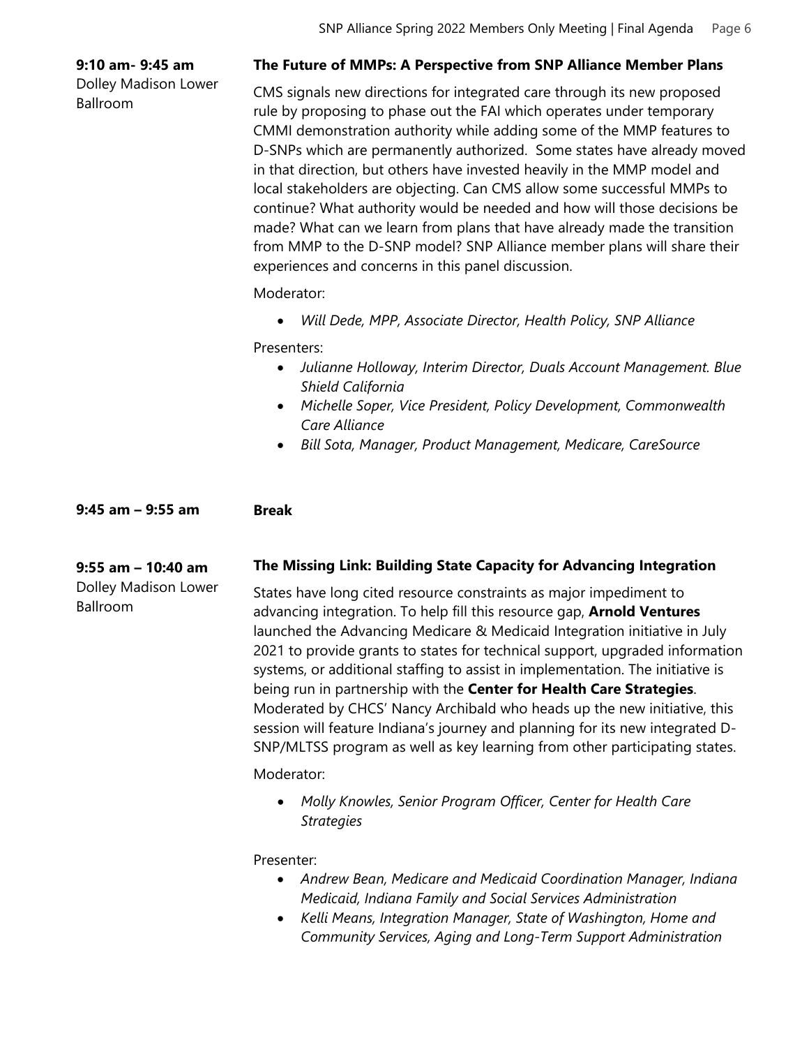**9:10 am- 9:45 am**
Dolley Madison Lower Ballroom

**The Future of MMPs: A Perspective from SNP Alliance Member Plans**

CMS signals new directions for integrated care through its new proposed rule by proposing to phase out the FAI which operates under temporary CMMI demonstration authority while adding some of the MMP features to D-SNPs which are permanently authorized. Some states have already moved in that direction, but others have invested heavily in the MMP model and local stakeholders are objecting. Can CMS allow some successful MMPs to continue? What authority would be needed and how will those decisions be made? What can we learn from plans that have already made the transition from MMP to the D-SNP model? SNP Alliance member plans will share their experiences and concerns in this panel discussion.

Moderator:

- *Will Dede, MPP, Associate Director, Health Policy, SNP Alliance*

Presenters:

- *Julianne Holloway, Interim Director, Duals Account Management. Blue Shield California*
- *Michelle Soper, Vice President, Policy Development, Commonwealth Care Alliance*
- *Bill Sota, Manager, Product Management, Medicare, CareSource*

**9:45 am – 9:55 am** **Break**

**9:55 am – 10:40 am**
Dolley Madison Lower Ballroom

**The Missing Link: Building State Capacity for Advancing Integration**

States have long cited resource constraints as major impediment to advancing integration. To help fill this resource gap, **Arnold Ventures** launched the Advancing Medicare & Medicaid Integration initiative in July 2021 to provide grants to states for technical support, upgraded information systems, or additional staffing to assist in implementation. The initiative is being run in partnership with the **Center for Health Care Strategies**. Moderated by CHCS' Nancy Archibald who heads up the new initiative, this session will feature Indiana's journey and planning for its new integrated D-SNP/MLTSS program as well as key learning from other participating states.

Moderator:

- *Molly Knowles, Senior Program Officer, Center for Health Care Strategies*

Presenter:

- *Andrew Bean, Medicare and Medicaid Coordination Manager, Indiana Medicaid, Indiana Family and Social Services Administration*
- *Kelli Means, Integration Manager, State of Washington, Home and Community Services, Aging and Long-Term Support Administration*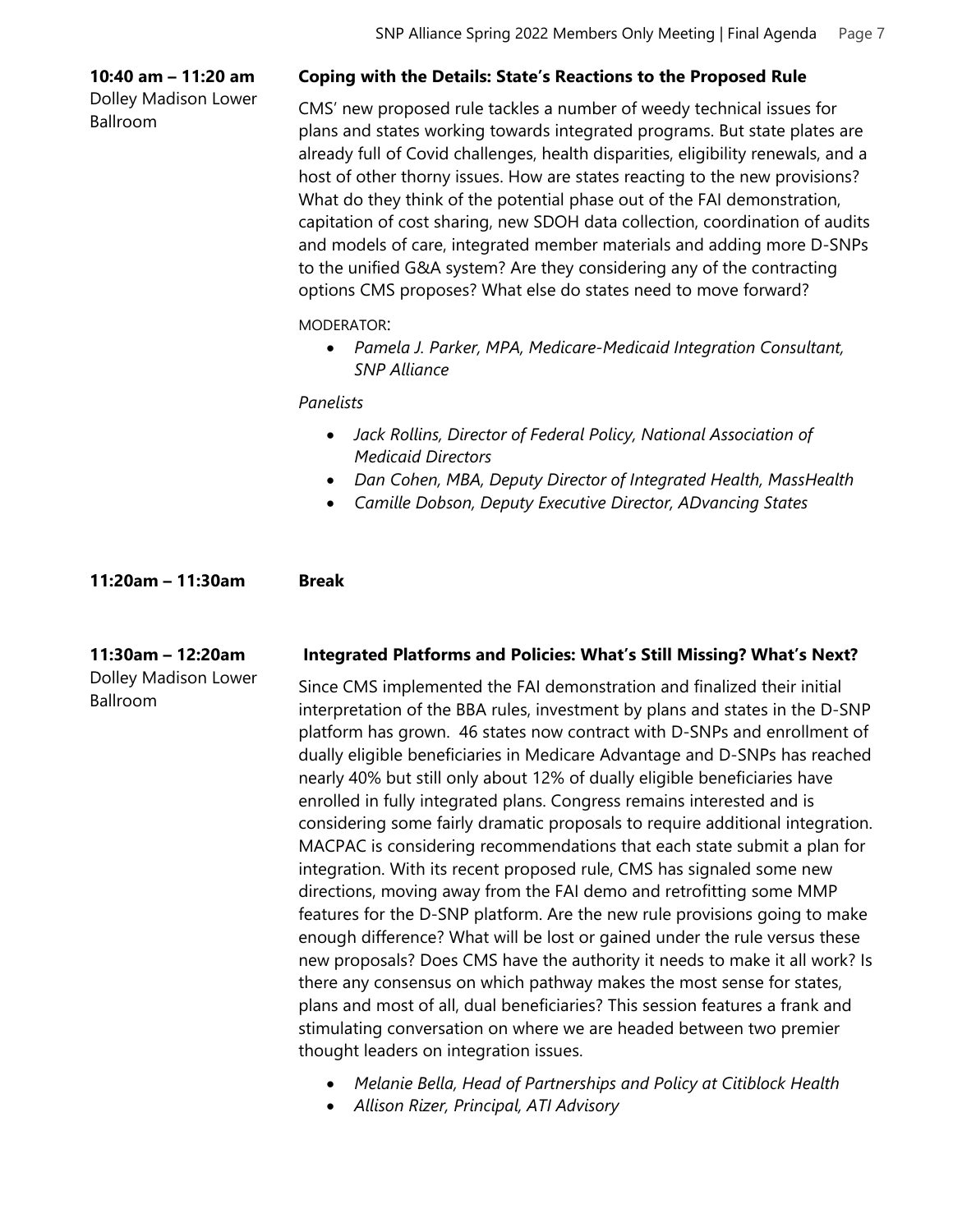**10:40 am – 11:20 am**
Dolley Madison Lower Ballroom

**Coping with the Details: State's Reactions to the Proposed Rule**

CMS' new proposed rule tackles a number of weedy technical issues for plans and states working towards integrated programs. But state plates are already full of Covid challenges, health disparities, eligibility renewals, and a host of other thorny issues. How are states reacting to the new provisions? What do they think of the potential phase out of the FAI demonstration, capitation of cost sharing, new SDOH data collection, coordination of audits and models of care, integrated member materials and adding more D-SNPs to the unified G&A system? Are they considering any of the contracting options CMS proposes? What else do states need to move forward?

MODERATOR:

- *Pamela J. Parker, MPA, Medicare-Medicaid Integration Consultant, SNP Alliance*

*Panelists*

- *Jack Rollins, Director of Federal Policy, National Association of Medicaid Directors*
- *Dan Cohen, MBA, Deputy Director of Integrated Health, MassHealth*
- *Camille Dobson, Deputy Executive Director, ADvancing States*

**11:20am – 11:30am** **Break**

**11:30am – 12:20am**
Dolley Madison Lower Ballroom

**Integrated Platforms and Policies: What's Still Missing? What's Next?**

Since CMS implemented the FAI demonstration and finalized their initial interpretation of the BBA rules, investment by plans and states in the D-SNP platform has grown. 46 states now contract with D-SNPs and enrollment of dually eligible beneficiaries in Medicare Advantage and D-SNPs has reached nearly 40% but still only about 12% of dually eligible beneficiaries have enrolled in fully integrated plans. Congress remains interested and is considering some fairly dramatic proposals to require additional integration. MACPAC is considering recommendations that each state submit a plan for integration. With its recent proposed rule, CMS has signaled some new directions, moving away from the FAI demo and retrofitting some MMP features for the D-SNP platform. Are the new rule provisions going to make enough difference? What will be lost or gained under the rule versus these new proposals? Does CMS have the authority it needs to make it all work? Is there any consensus on which pathway makes the most sense for states, plans and most of all, dual beneficiaries? This session features a frank and stimulating conversation on where we are headed between two premier thought leaders on integration issues.

- *Melanie Bella, Head of Partnerships and Policy at Citiblock Health*
- *Allison Rizer, Principal, ATI Advisory*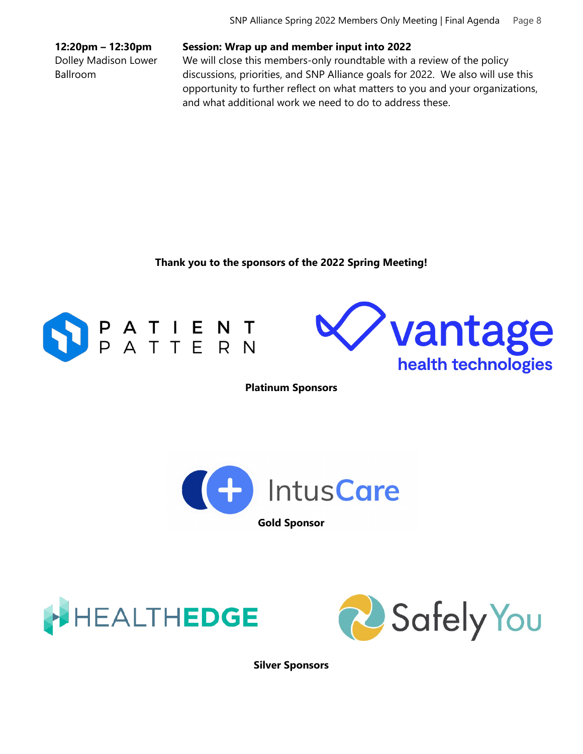**12:20pm – 12:30pm**
Dolley Madison Lower Ballroom

**Session: Wrap up and member input into 2022**
We will close this members-only roundtable with a review of the policy discussions, priorities, and SNP Alliance goals for 2022. We also will use this opportunity to further reflect on what matters to you and your organizations, and what additional work we need to do to address these.

**Thank you to the sponsors of the 2022 Spring Meeting!**

PATIENT PATTERN

vantage health technologies

**Platinum Sponsors**

IntusCare

**Gold Sponsor**

HEALTHEDGE

SafelyYou

**Silver Sponsors**